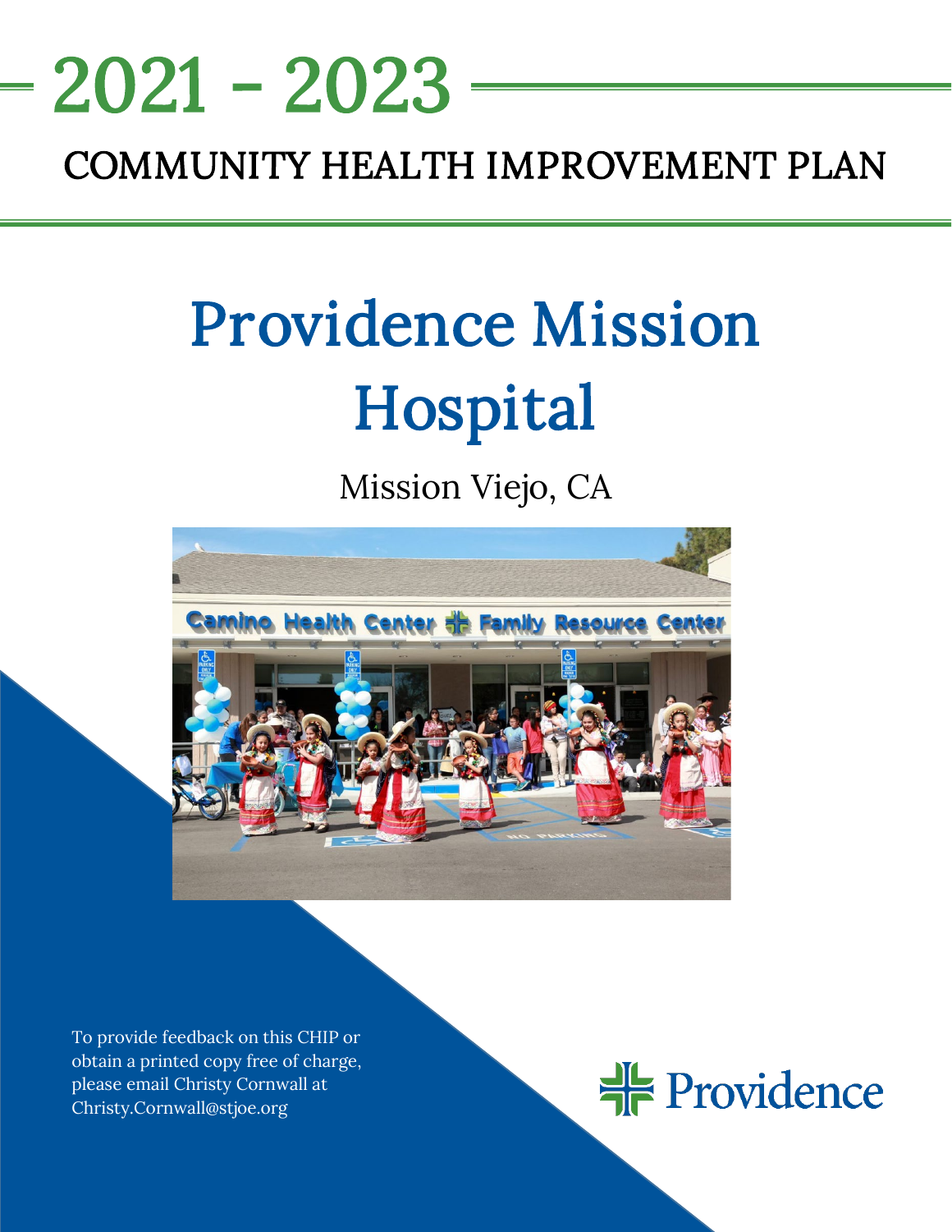# 2021 - 2023

## COMMUNITY HEALTH IMPROVEMENT PLAN

# Providence Mission Hospital

Mission Viejo, CA

To provide feedback on this CHIP or obtain a printed copy free of charge, please email Christy Cornwall at Christy.Cornwall@stjoe.org

Providence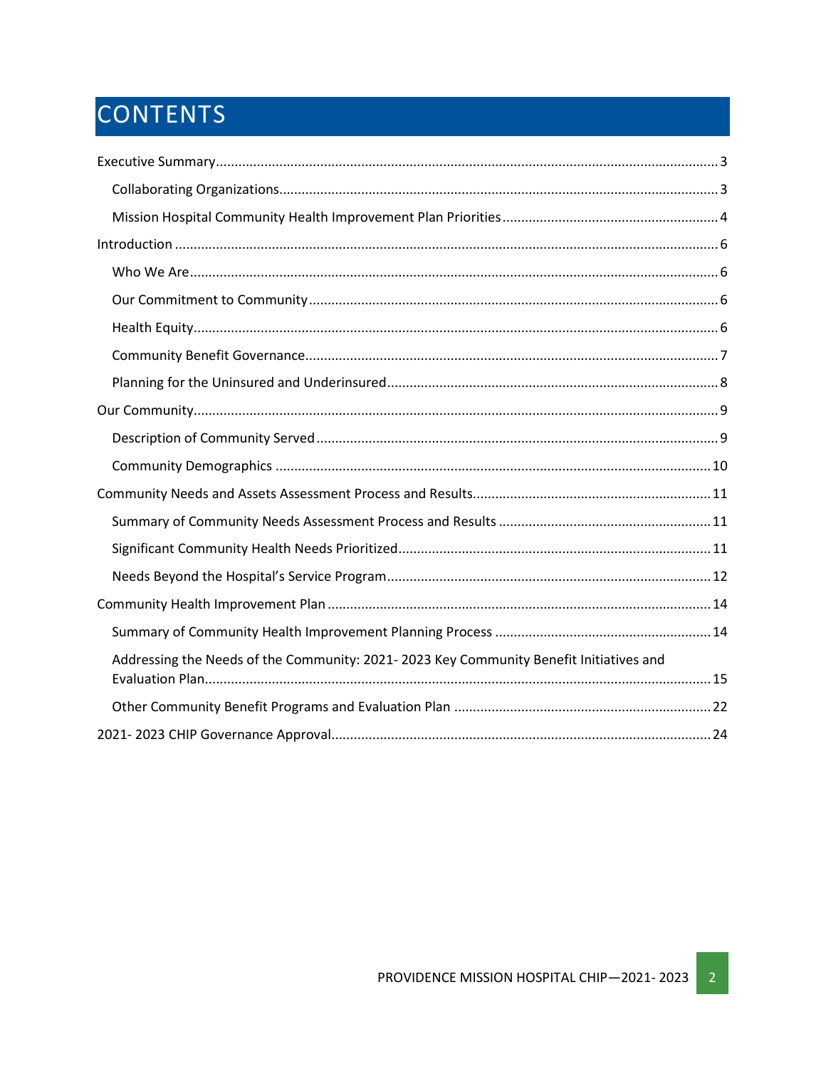# CONTENTS

Executive Summary ........ 3

- Collaborating Organizations ........ 3
- Mission Hospital Community Health Improvement Plan Priorities ........ 4

Introduction ........ 6

- Who We Are ........ 6
- Our Commitment to Community ........ 6
- Health Equity ........ 6
- Community Benefit Governance ........ 7
- Planning for the Uninsured and Underinsured ........ 8

Our Community ........ 9

- Description of Community Served ........ 9
- Community Demographics ........ 10

Community Needs and Assets Assessment Process and Results ........ 11

- Summary of Community Needs Assessment Process and Results ........ 11
- Significant Community Health Needs Prioritized ........ 11
- Needs Beyond the Hospital's Service Program ........ 12

Community Health Improvement Plan ........ 14

- Summary of Community Health Improvement Planning Process ........ 14
- Addressing the Needs of the Community: 2021- 2023 Key Community Benefit Initiatives and Evaluation Plan ........ 15
- Other Community Benefit Programs and Evaluation Plan ........ 22

2021- 2023 CHIP Governance Approval ........ 24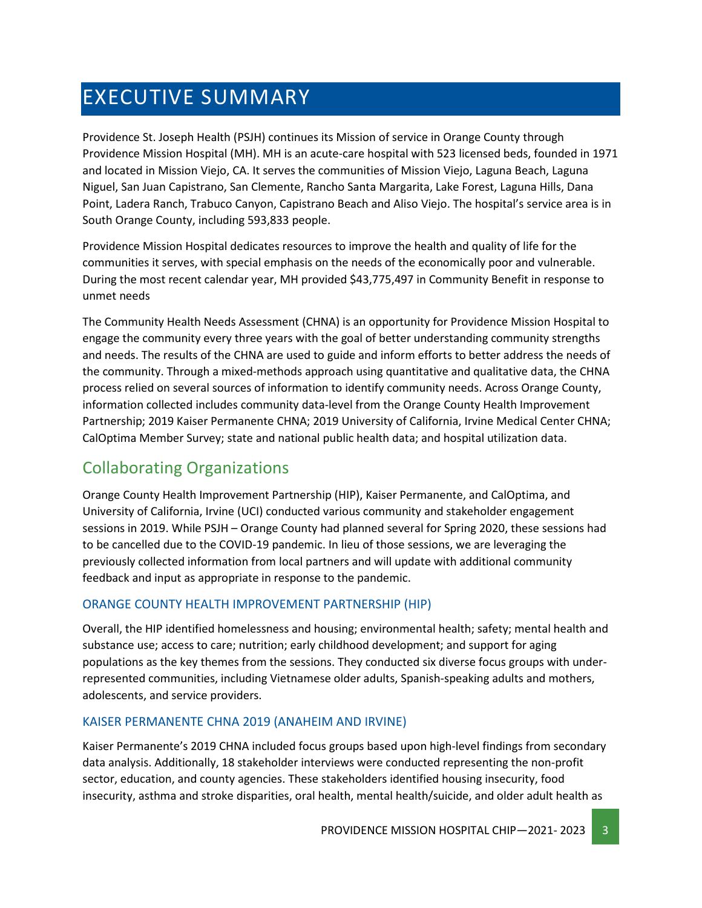# EXECUTIVE SUMMARY

Providence St. Joseph Health (PSJH) continues its Mission of service in Orange County through Providence Mission Hospital (MH). MH is an acute-care hospital with 523 licensed beds, founded in 1971 and located in Mission Viejo, CA. It serves the communities of Mission Viejo, Laguna Beach, Laguna Niguel, San Juan Capistrano, San Clemente, Rancho Santa Margarita, Lake Forest, Laguna Hills, Dana Point, Ladera Ranch, Trabuco Canyon, Capistrano Beach and Aliso Viejo. The hospital's service area is in South Orange County, including 593,833 people.

Providence Mission Hospital dedicates resources to improve the health and quality of life for the communities it serves, with special emphasis on the needs of the economically poor and vulnerable. During the most recent calendar year, MH provided $43,775,497 in Community Benefit in response to unmet needs

The Community Health Needs Assessment (CHNA) is an opportunity for Providence Mission Hospital to engage the community every three years with the goal of better understanding community strengths and needs. The results of the CHNA are used to guide and inform efforts to better address the needs of the community. Through a mixed-methods approach using quantitative and qualitative data, the CHNA process relied on several sources of information to identify community needs. Across Orange County, information collected includes community data-level from the Orange County Health Improvement Partnership; 2019 Kaiser Permanente CHNA; 2019 University of California, Irvine Medical Center CHNA; CalOptima Member Survey; state and national public health data; and hospital utilization data.

## Collaborating Organizations

Orange County Health Improvement Partnership (HIP), Kaiser Permanente, and CalOptima, and University of California, Irvine (UCI) conducted various community and stakeholder engagement sessions in 2019. While PSJH – Orange County had planned several for Spring 2020, these sessions had to be cancelled due to the COVID-19 pandemic. In lieu of those sessions, we are leveraging the previously collected information from local partners and will update with additional community feedback and input as appropriate in response to the pandemic.

### ORANGE COUNTY HEALTH IMPROVEMENT PARTNERSHIP (HIP)

Overall, the HIP identified homelessness and housing; environmental health; safety; mental health and substance use; access to care; nutrition; early childhood development; and support for aging populations as the key themes from the sessions. They conducted six diverse focus groups with under-represented communities, including Vietnamese older adults, Spanish-speaking adults and mothers, adolescents, and service providers.

### KAISER PERMANENTE CHNA 2019 (ANAHEIM AND IRVINE)

Kaiser Permanente's 2019 CHNA included focus groups based upon high-level findings from secondary data analysis. Additionally, 18 stakeholder interviews were conducted representing the non-profit sector, education, and county agencies. These stakeholders identified housing insecurity, food insecurity, asthma and stroke disparities, oral health, mental health/suicide, and older adult health as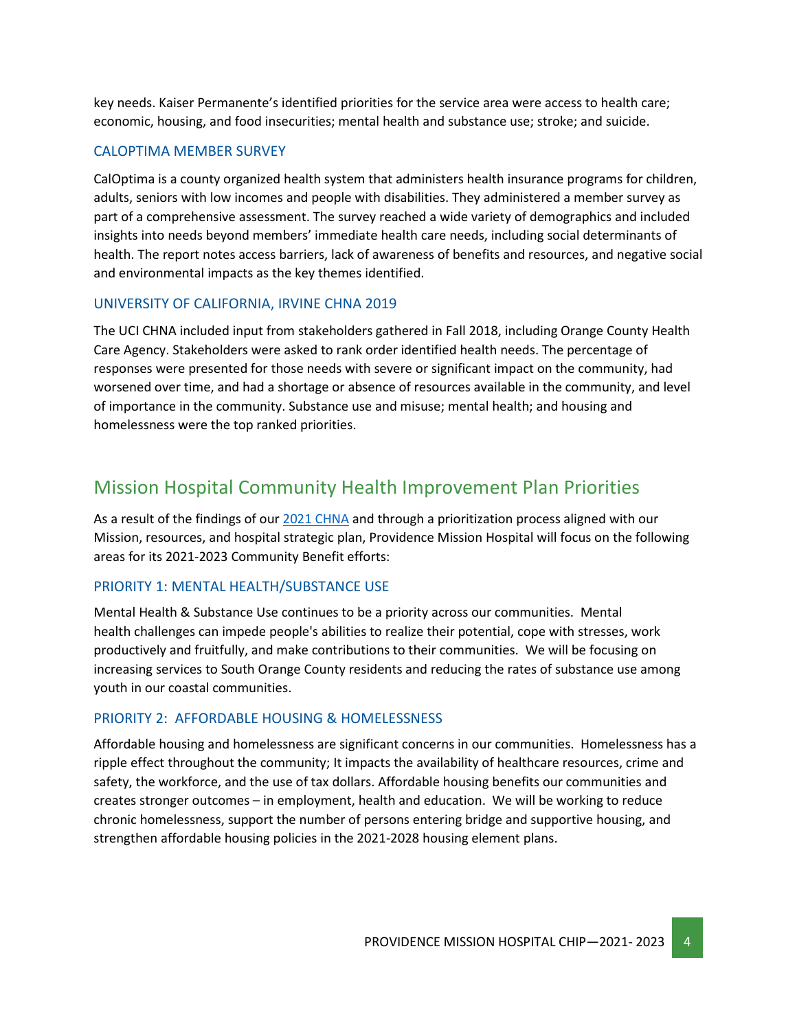key needs. Kaiser Permanente's identified priorities for the service area were access to health care; economic, housing, and food insecurities; mental health and substance use; stroke; and suicide.

### CALOPTIMA MEMBER SURVEY

CalOptima is a county organized health system that administers health insurance programs for children, adults, seniors with low incomes and people with disabilities. They administered a member survey as part of a comprehensive assessment. The survey reached a wide variety of demographics and included insights into needs beyond members' immediate health care needs, including social determinants of health. The report notes access barriers, lack of awareness of benefits and resources, and negative social and environmental impacts as the key themes identified.

### UNIVERSITY OF CALIFORNIA, IRVINE CHNA 2019

The UCI CHNA included input from stakeholders gathered in Fall 2018, including Orange County Health Care Agency. Stakeholders were asked to rank order identified health needs. The percentage of responses were presented for those needs with severe or significant impact on the community, had worsened over time, and had a shortage or absence of resources available in the community, and level of importance in the community. Substance use and misuse; mental health; and housing and homelessness were the top ranked priorities.

## Mission Hospital Community Health Improvement Plan Priorities

As a result of the findings of our [2021 CHNA] and through a prioritization process aligned with our Mission, resources, and hospital strategic plan, Providence Mission Hospital will focus on the following areas for its 2021-2023 Community Benefit efforts:

### PRIORITY 1: MENTAL HEALTH/SUBSTANCE USE

Mental Health & Substance Use continues to be a priority across our communities. Mental health challenges can impede people's abilities to realize their potential, cope with stresses, work productively and fruitfully, and make contributions to their communities. We will be focusing on increasing services to South Orange County residents and reducing the rates of substance use among youth in our coastal communities.

### PRIORITY 2: AFFORDABLE HOUSING & HOMELESSNESS

Affordable housing and homelessness are significant concerns in our communities. Homelessness has a ripple effect throughout the community; It impacts the availability of healthcare resources, crime and safety, the workforce, and the use of tax dollars. Affordable housing benefits our communities and creates stronger outcomes – in employment, health and education. We will be working to reduce chronic homelessness, support the number of persons entering bridge and supportive housing, and strengthen affordable housing policies in the 2021-2028 housing element plans.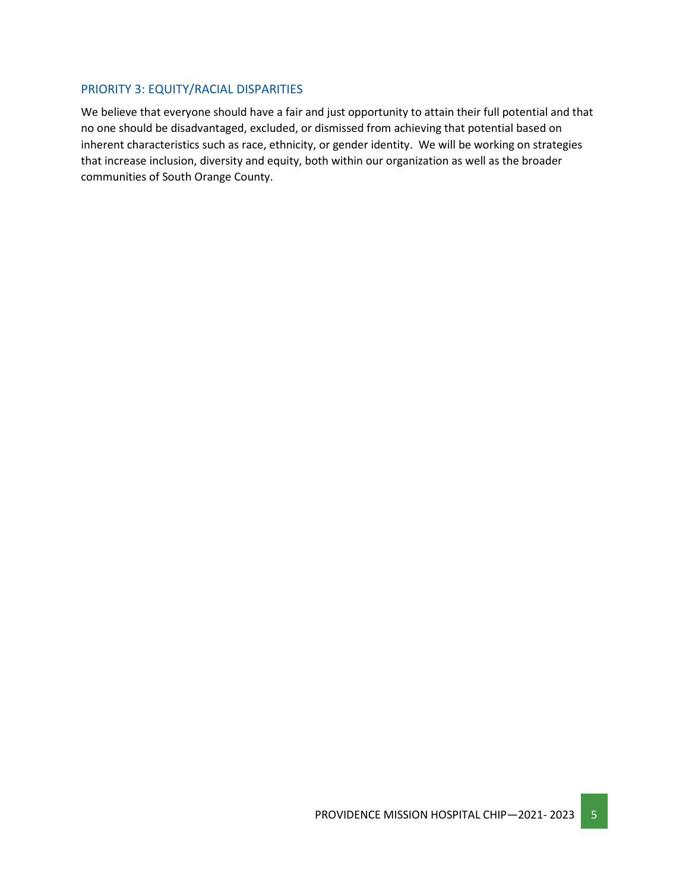## PRIORITY 3: EQUITY/RACIAL DISPARITIES

We believe that everyone should have a fair and just opportunity to attain their full potential and that no one should be disadvantaged, excluded, or dismissed from achieving that potential based on inherent characteristics such as race, ethnicity, or gender identity. We will be working on strategies that increase inclusion, diversity and equity, both within our organization as well as the broader communities of South Orange County.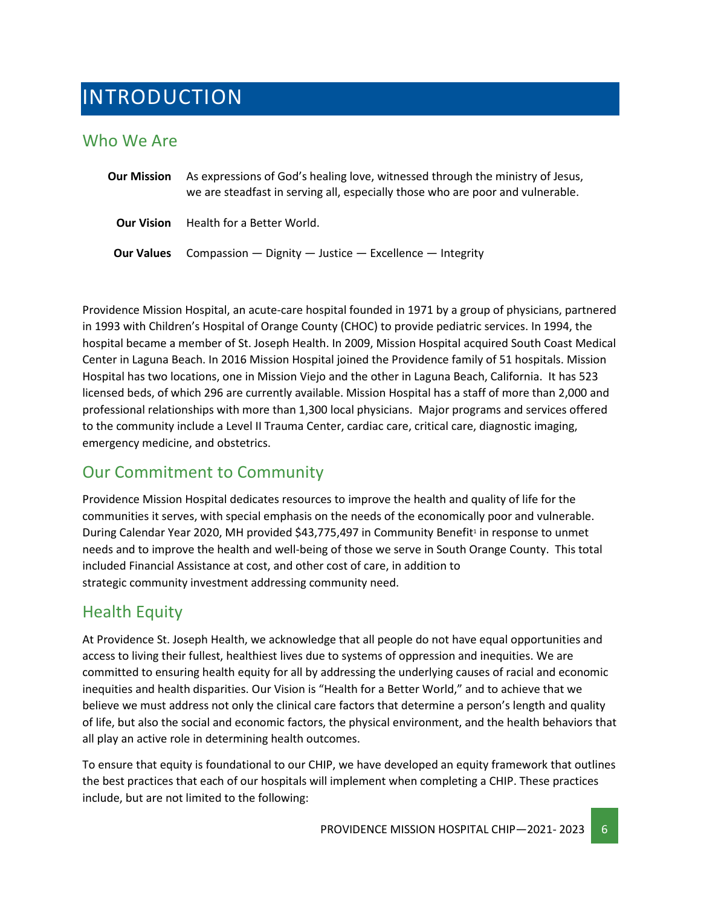# INTRODUCTION

## Who We Are

**Our Mission** As expressions of God's healing love, witnessed through the ministry of Jesus, we are steadfast in serving all, especially those who are poor and vulnerable.

**Our Vision** Health for a Better World.

**Our Values** Compassion — Dignity — Justice — Excellence — Integrity

Providence Mission Hospital, an acute-care hospital founded in 1971 by a group of physicians, partnered in 1993 with Children's Hospital of Orange County (CHOC) to provide pediatric services. In 1994, the hospital became a member of St. Joseph Health. In 2009, Mission Hospital acquired South Coast Medical Center in Laguna Beach. In 2016 Mission Hospital joined the Providence family of 51 hospitals. Mission Hospital has two locations, one in Mission Viejo and the other in Laguna Beach, California. It has 523 licensed beds, of which 296 are currently available. Mission Hospital has a staff of more than 2,000 and professional relationships with more than 1,300 local physicians. Major programs and services offered to the community include a Level II Trauma Center, cardiac care, critical care, diagnostic imaging, emergency medicine, and obstetrics.

## Our Commitment to Community

Providence Mission Hospital dedicates resources to improve the health and quality of life for the communities it serves, with special emphasis on the needs of the economically poor and vulnerable. During Calendar Year 2020, MH provided $43,775,497 in Community Benefit[1] in response to unmet needs and to improve the health and well-being of those we serve in South Orange County. This total included Financial Assistance at cost, and other cost of care, in addition to strategic community investment addressing community need.

## Health Equity

At Providence St. Joseph Health, we acknowledge that all people do not have equal opportunities and access to living their fullest, healthiest lives due to systems of oppression and inequities. We are committed to ensuring health equity for all by addressing the underlying causes of racial and economic inequities and health disparities. Our Vision is "Health for a Better World," and to achieve that we believe we must address not only the clinical care factors that determine a person's length and quality of life, but also the social and economic factors, the physical environment, and the health behaviors that all play an active role in determining health outcomes.

To ensure that equity is foundational to our CHIP, we have developed an equity framework that outlines the best practices that each of our hospitals will implement when completing a CHIP. These practices include, but are not limited to the following: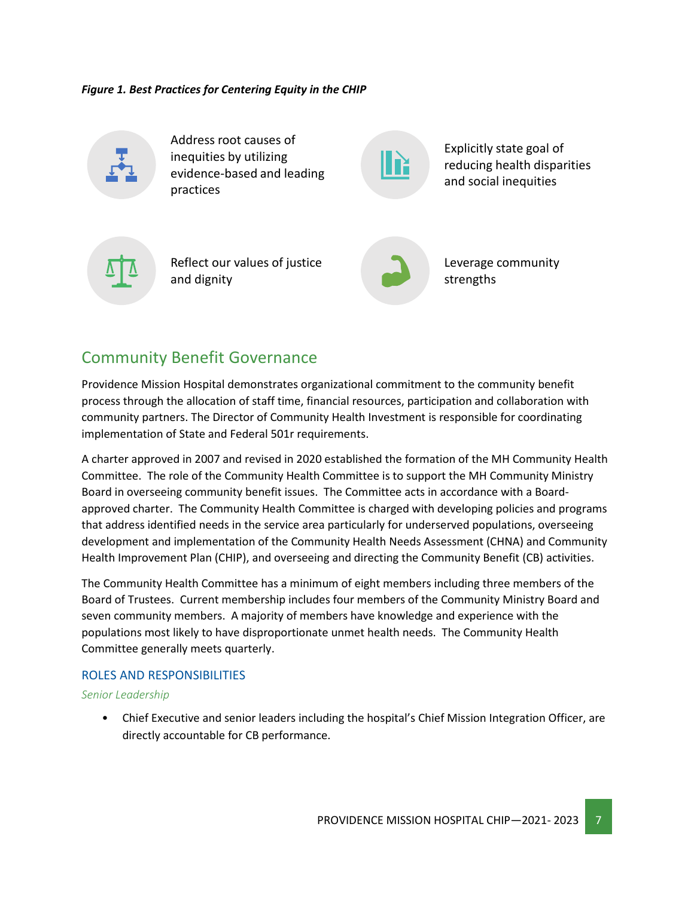***Figure 1. Best Practices for Centering Equity in the CHIP***

- Address root causes of inequities by utilizing evidence-based and leading practices
- Explicitly state goal of reducing health disparities and social inequities
- Reflect our values of justice and dignity
- Leverage community strengths

## Community Benefit Governance

Providence Mission Hospital demonstrates organizational commitment to the community benefit process through the allocation of staff time, financial resources, participation and collaboration with community partners. The Director of Community Health Investment is responsible for coordinating implementation of State and Federal 501r requirements.

A charter approved in 2007 and revised in 2020 established the formation of the MH Community Health Committee. The role of the Community Health Committee is to support the MH Community Ministry Board in overseeing community benefit issues. The Committee acts in accordance with a Board-approved charter. The Community Health Committee is charged with developing policies and programs that address identified needs in the service area particularly for underserved populations, overseeing development and implementation of the Community Health Needs Assessment (CHNA) and Community Health Improvement Plan (CHIP), and overseeing and directing the Community Benefit (CB) activities.

The Community Health Committee has a minimum of eight members including three members of the Board of Trustees. Current membership includes four members of the Community Ministry Board and seven community members. A majority of members have knowledge and experience with the populations most likely to have disproportionate unmet health needs. The Community Health Committee generally meets quarterly.

### ROLES AND RESPONSIBILITIES

*Senior Leadership*

- Chief Executive and senior leaders including the hospital's Chief Mission Integration Officer, are directly accountable for CB performance.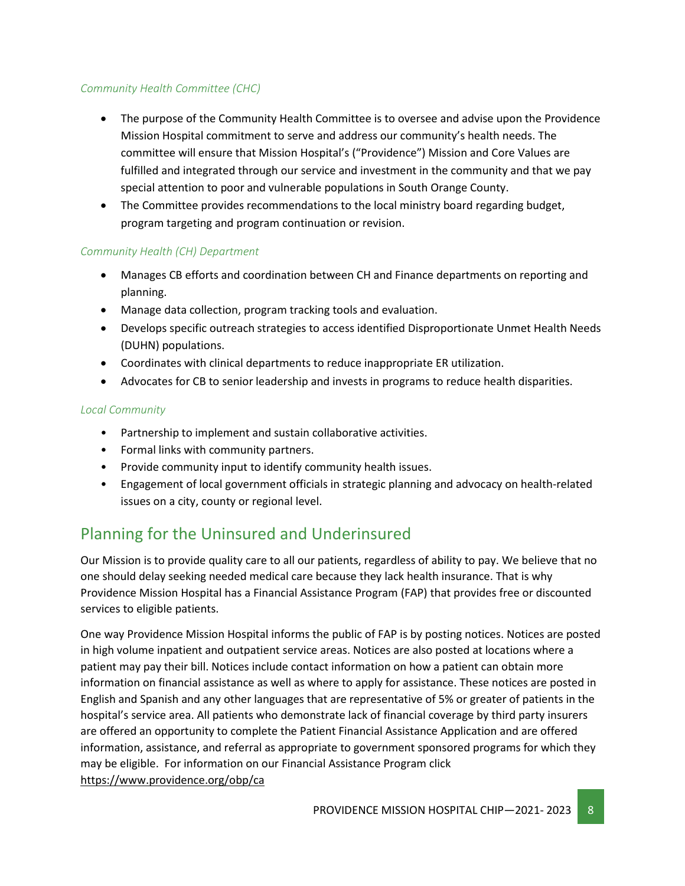*Community Health Committee (CHC)*

- The purpose of the Community Health Committee is to oversee and advise upon the Providence Mission Hospital commitment to serve and address our community's health needs. The committee will ensure that Mission Hospital's ("Providence") Mission and Core Values are fulfilled and integrated through our service and investment in the community and that we pay special attention to poor and vulnerable populations in South Orange County.
- The Committee provides recommendations to the local ministry board regarding budget, program targeting and program continuation or revision.

*Community Health (CH) Department*

- Manages CB efforts and coordination between CH and Finance departments on reporting and planning.
- Manage data collection, program tracking tools and evaluation.
- Develops specific outreach strategies to access identified Disproportionate Unmet Health Needs (DUHN) populations.
- Coordinates with clinical departments to reduce inappropriate ER utilization.
- Advocates for CB to senior leadership and invests in programs to reduce health disparities.

*Local Community*

- Partnership to implement and sustain collaborative activities.
- Formal links with community partners.
- Provide community input to identify community health issues.
- Engagement of local government officials in strategic planning and advocacy on health-related issues on a city, county or regional level.

## Planning for the Uninsured and Underinsured

Our Mission is to provide quality care to all our patients, regardless of ability to pay. We believe that no one should delay seeking needed medical care because they lack health insurance. That is why Providence Mission Hospital has a Financial Assistance Program (FAP) that provides free or discounted services to eligible patients.

One way Providence Mission Hospital informs the public of FAP is by posting notices. Notices are posted in high volume inpatient and outpatient service areas. Notices are also posted at locations where a patient may pay their bill. Notices include contact information on how a patient can obtain more information on financial assistance as well as where to apply for assistance. These notices are posted in English and Spanish and any other languages that are representative of 5% or greater of patients in the hospital's service area. All patients who demonstrate lack of financial coverage by third party insurers are offered an opportunity to complete the Patient Financial Assistance Application and are offered information, assistance, and referral as appropriate to government sponsored programs for which they may be eligible. For information on our Financial Assistance Program click https://www.providence.org/obp/ca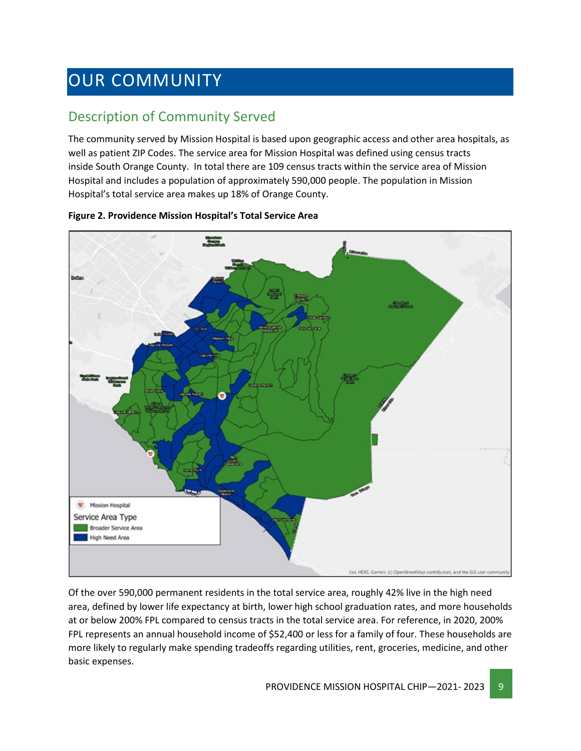# OUR COMMUNITY

## Description of Community Served

The community served by Mission Hospital is based upon geographic access and other area hospitals, as well as patient ZIP Codes. The service area for Mission Hospital was defined using census tracts inside South Orange County. In total there are 109 census tracts within the service area of Mission Hospital and includes a population of approximately 590,000 people. The population in Mission Hospital's total service area makes up 18% of Orange County.

**Figure 2. Providence Mission Hospital's Total Service Area**

Of the over 590,000 permanent residents in the total service area, roughly 42% live in the high need area, defined by lower life expectancy at birth, lower high school graduation rates, and more households at or below 200% FPL compared to census tracts in the total service area. For reference, in 2020, 200% FPL represents an annual household income of $52,400 or less for a family of four. These households are more likely to regularly make spending tradeoffs regarding utilities, rent, groceries, medicine, and other basic expenses.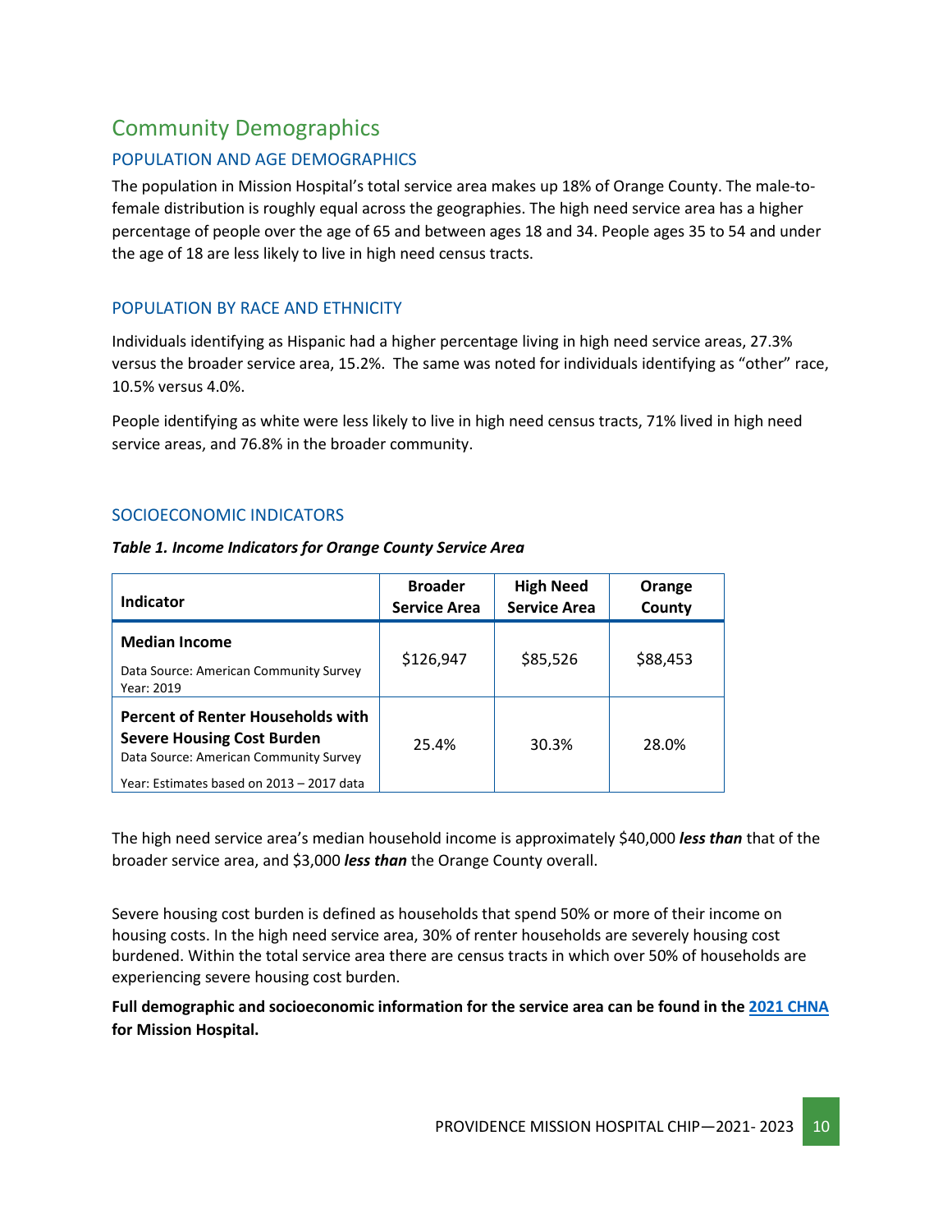## Community Demographics

### POPULATION AND AGE DEMOGRAPHICS

The population in Mission Hospital's total service area makes up 18% of Orange County. The male-to-female distribution is roughly equal across the geographies. The high need service area has a higher percentage of people over the age of 65 and between ages 18 and 34. People ages 35 to 54 and under the age of 18 are less likely to live in high need census tracts.

### POPULATION BY RACE AND ETHNICITY

Individuals identifying as Hispanic had a higher percentage living in high need service areas, 27.3% versus the broader service area, 15.2%. The same was noted for individuals identifying as "other" race, 10.5% versus 4.0%.

People identifying as white were less likely to live in high need census tracts, 71% lived in high need service areas, and 76.8% in the broader community.

### SOCIOECONOMIC INDICATORS

***Table 1. Income Indicators for Orange County Service Area***

| Indicator | Broader Service Area | High Need Service Area | Orange County |
|---|---|---|---|
| **Median Income**<br>Data Source: American Community Survey<br>Year: 2019 | $126,947 | $85,526 | $88,453 |
| **Percent of Renter Households with Severe Housing Cost Burden**<br>Data Source: American Community Survey<br>Year: Estimates based on 2013 – 2017 data | 25.4% | 30.3% | 28.0% |

The high need service area's median household income is approximately $40,000 ***less than*** that of the broader service area, and $3,000 ***less than*** the Orange County overall.

Severe housing cost burden is defined as households that spend 50% or more of their income on housing costs. In the high need service area, 30% of renter households are severely housing cost burdened. Within the total service area there are census tracts in which over 50% of households are experiencing severe housing cost burden.

**Full demographic and socioeconomic information for the service area can be found in the 2021 CHNA for Mission Hospital.**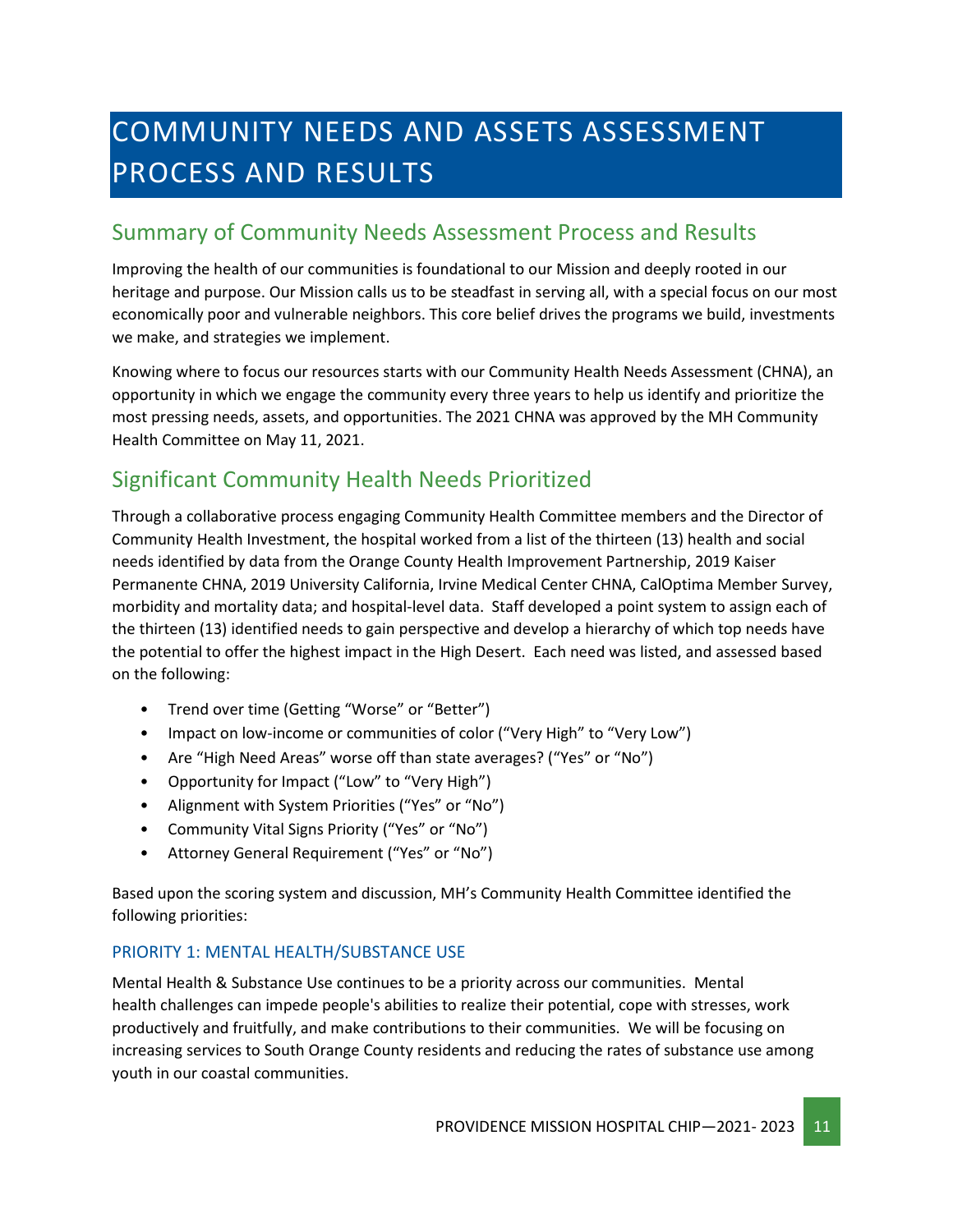# COMMUNITY NEEDS AND ASSETS ASSESSMENT PROCESS AND RESULTS

## Summary of Community Needs Assessment Process and Results

Improving the health of our communities is foundational to our Mission and deeply rooted in our heritage and purpose. Our Mission calls us to be steadfast in serving all, with a special focus on our most economically poor and vulnerable neighbors. This core belief drives the programs we build, investments we make, and strategies we implement.

Knowing where to focus our resources starts with our Community Health Needs Assessment (CHNA), an opportunity in which we engage the community every three years to help us identify and prioritize the most pressing needs, assets, and opportunities. The 2021 CHNA was approved by the MH Community Health Committee on May 11, 2021.

## Significant Community Health Needs Prioritized

Through a collaborative process engaging Community Health Committee members and the Director of Community Health Investment, the hospital worked from a list of the thirteen (13) health and social needs identified by data from the Orange County Health Improvement Partnership, 2019 Kaiser Permanente CHNA, 2019 University California, Irvine Medical Center CHNA, CalOptima Member Survey, morbidity and mortality data; and hospital-level data. Staff developed a point system to assign each of the thirteen (13) identified needs to gain perspective and develop a hierarchy of which top needs have the potential to offer the highest impact in the High Desert. Each need was listed, and assessed based on the following:

- Trend over time (Getting "Worse" or "Better")
- Impact on low-income or communities of color ("Very High" to "Very Low")
- Are "High Need Areas" worse off than state averages? ("Yes" or "No")
- Opportunity for Impact ("Low" to "Very High")
- Alignment with System Priorities ("Yes" or "No")
- Community Vital Signs Priority ("Yes" or "No")
- Attorney General Requirement ("Yes" or "No")

Based upon the scoring system and discussion, MH's Community Health Committee identified the following priorities:

### PRIORITY 1: MENTAL HEALTH/SUBSTANCE USE

Mental Health & Substance Use continues to be a priority across our communities. Mental health challenges can impede people's abilities to realize their potential, cope with stresses, work productively and fruitfully, and make contributions to their communities. We will be focusing on increasing services to South Orange County residents and reducing the rates of substance use among youth in our coastal communities.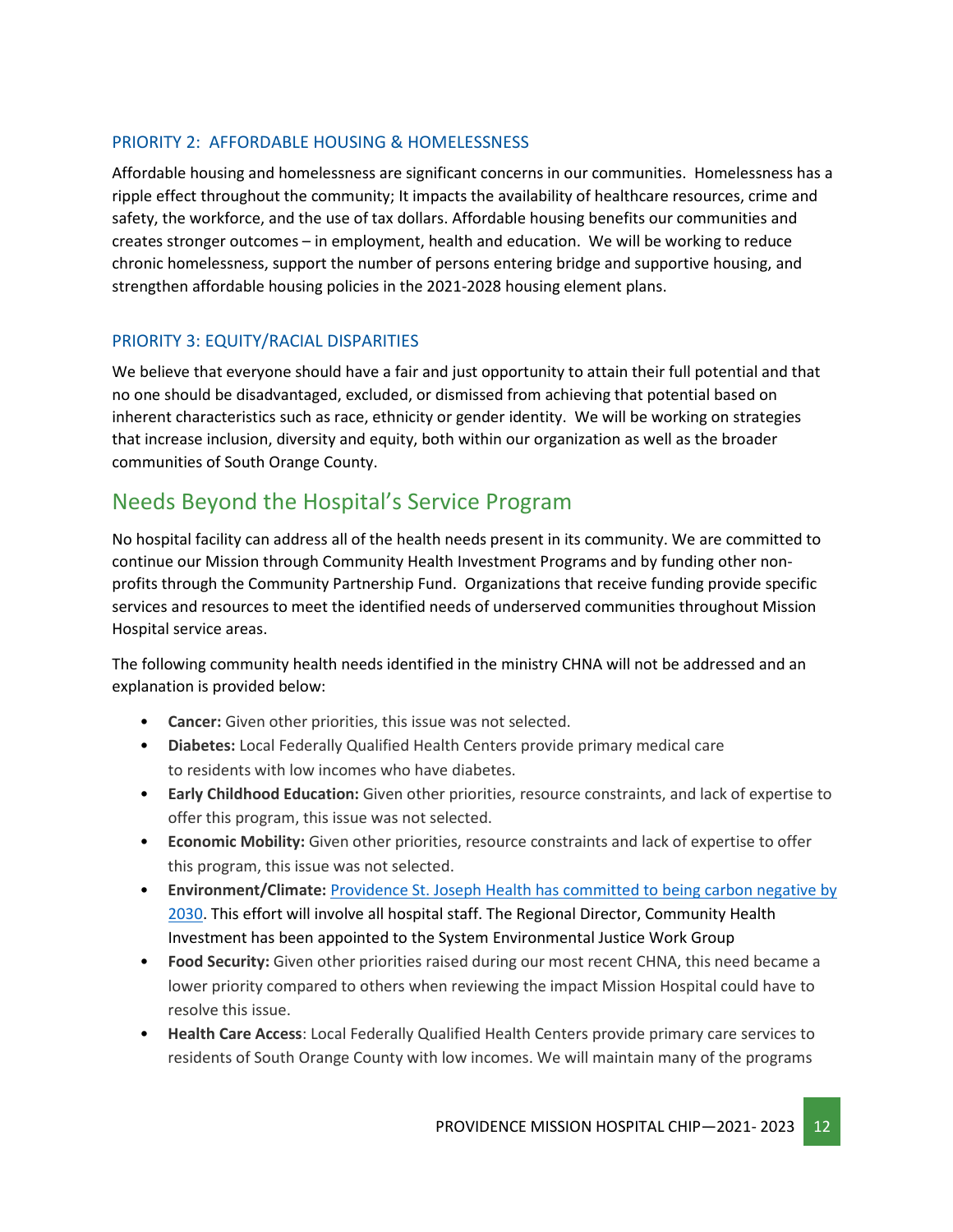### PRIORITY 2: AFFORDABLE HOUSING & HOMELESSNESS

Affordable housing and homelessness are significant concerns in our communities. Homelessness has a ripple effect throughout the community; It impacts the availability of healthcare resources, crime and safety, the workforce, and the use of tax dollars. Affordable housing benefits our communities and creates stronger outcomes – in employment, health and education. We will be working to reduce chronic homelessness, support the number of persons entering bridge and supportive housing, and strengthen affordable housing policies in the 2021-2028 housing element plans.

### PRIORITY 3: EQUITY/RACIAL DISPARITIES

We believe that everyone should have a fair and just opportunity to attain their full potential and that no one should be disadvantaged, excluded, or dismissed from achieving that potential based on inherent characteristics such as race, ethnicity or gender identity. We will be working on strategies that increase inclusion, diversity and equity, both within our organization as well as the broader communities of South Orange County.

## Needs Beyond the Hospital's Service Program

No hospital facility can address all of the health needs present in its community. We are committed to continue our Mission through Community Health Investment Programs and by funding other non-profits through the Community Partnership Fund. Organizations that receive funding provide specific services and resources to meet the identified needs of underserved communities throughout Mission Hospital service areas.

The following community health needs identified in the ministry CHNA will not be addressed and an explanation is provided below:

- **Cancer:** Given other priorities, this issue was not selected.
- **Diabetes:** Local Federally Qualified Health Centers provide primary medical care to residents with low incomes who have diabetes.
- **Early Childhood Education:** Given other priorities, resource constraints, and lack of expertise to offer this program, this issue was not selected.
- **Economic Mobility:** Given other priorities, resource constraints and lack of expertise to offer this program, this issue was not selected.
- **Environment/Climate:** Providence St. Joseph Health has committed to being carbon negative by 2030. This effort will involve all hospital staff. The Regional Director, Community Health Investment has been appointed to the System Environmental Justice Work Group
- **Food Security:** Given other priorities raised during our most recent CHNA, this need became a lower priority compared to others when reviewing the impact Mission Hospital could have to resolve this issue.
- **Health Care Access**: Local Federally Qualified Health Centers provide primary care services to residents of South Orange County with low incomes. We will maintain many of the programs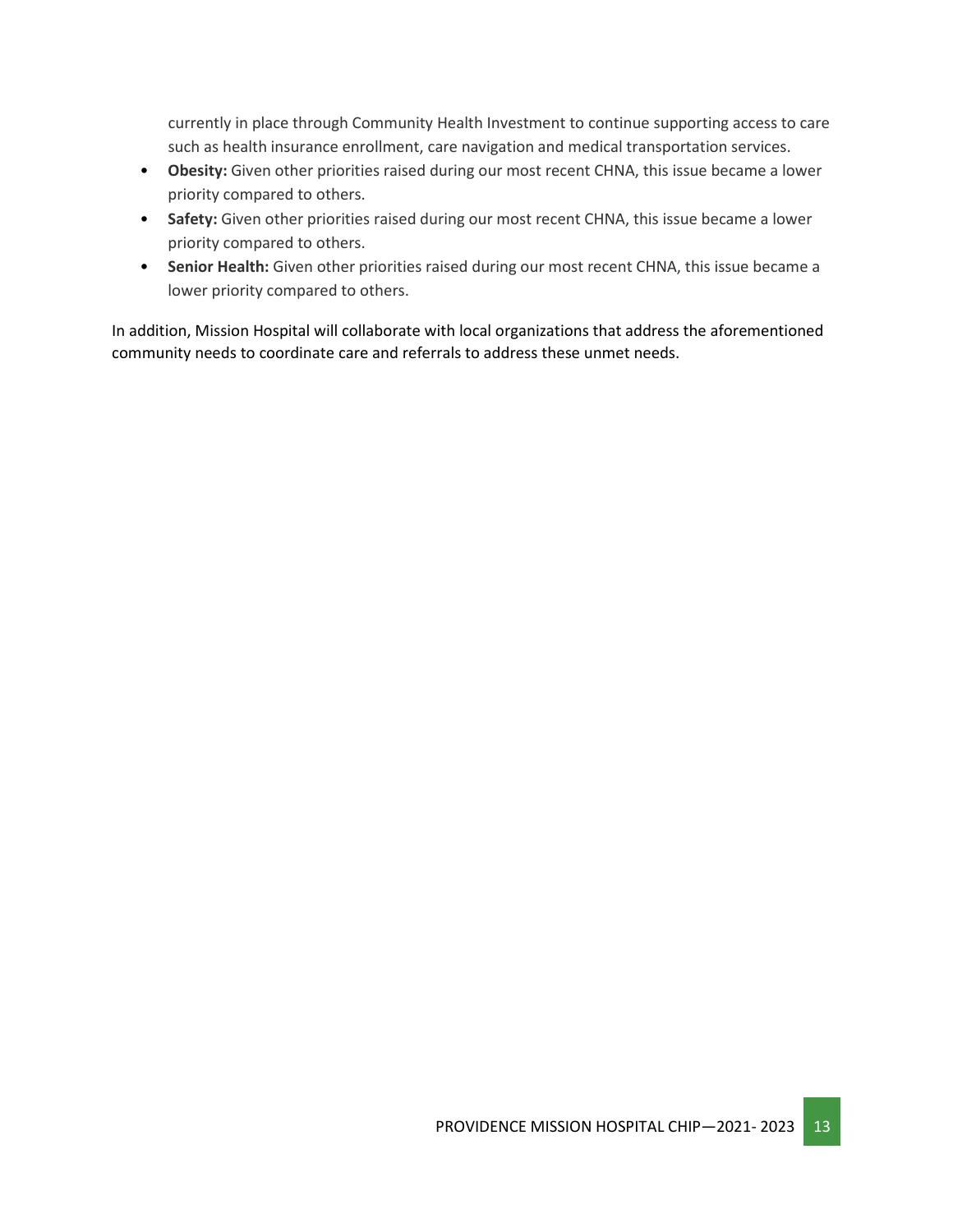currently in place through Community Health Investment to continue supporting access to care such as health insurance enrollment, care navigation and medical transportation services.

- **Obesity:** Given other priorities raised during our most recent CHNA, this issue became a lower priority compared to others.
- **Safety:** Given other priorities raised during our most recent CHNA, this issue became a lower priority compared to others.
- **Senior Health:** Given other priorities raised during our most recent CHNA, this issue became a lower priority compared to others.

In addition, Mission Hospital will collaborate with local organizations that address the aforementioned community needs to coordinate care and referrals to address these unmet needs.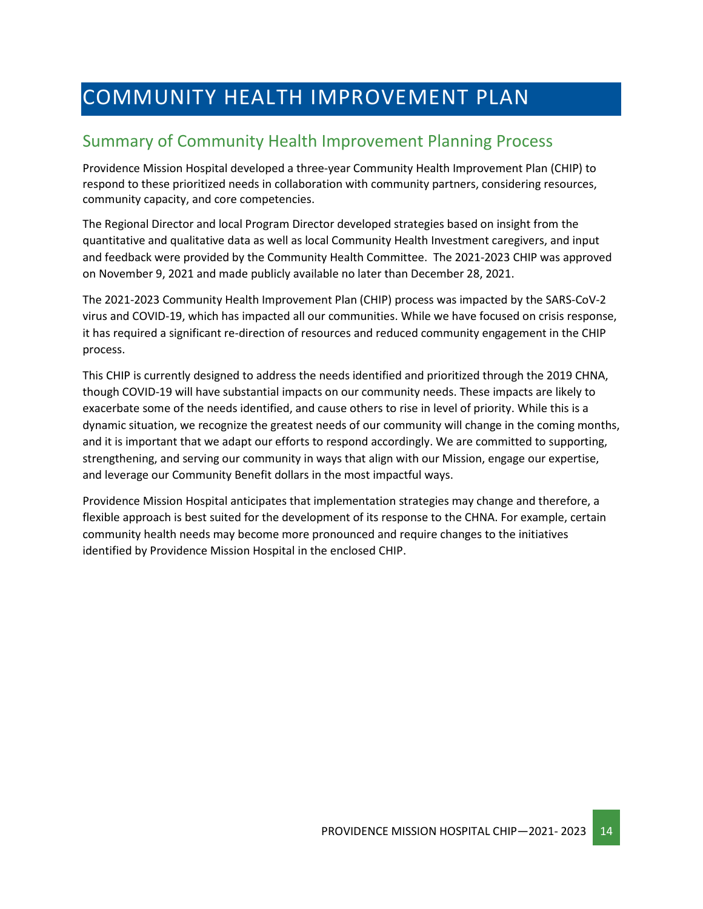# COMMUNITY HEALTH IMPROVEMENT PLAN

## Summary of Community Health Improvement Planning Process

Providence Mission Hospital developed a three-year Community Health Improvement Plan (CHIP) to respond to these prioritized needs in collaboration with community partners, considering resources, community capacity, and core competencies.

The Regional Director and local Program Director developed strategies based on insight from the quantitative and qualitative data as well as local Community Health Investment caregivers, and input and feedback were provided by the Community Health Committee. The 2021-2023 CHIP was approved on November 9, 2021 and made publicly available no later than December 28, 2021.

The 2021-2023 Community Health Improvement Plan (CHIP) process was impacted by the SARS-CoV-2 virus and COVID-19, which has impacted all our communities. While we have focused on crisis response, it has required a significant re-direction of resources and reduced community engagement in the CHIP process.

This CHIP is currently designed to address the needs identified and prioritized through the 2019 CHNA, though COVID-19 will have substantial impacts on our community needs. These impacts are likely to exacerbate some of the needs identified, and cause others to rise in level of priority. While this is a dynamic situation, we recognize the greatest needs of our community will change in the coming months, and it is important that we adapt our efforts to respond accordingly. We are committed to supporting, strengthening, and serving our community in ways that align with our Mission, engage our expertise, and leverage our Community Benefit dollars in the most impactful ways.

Providence Mission Hospital anticipates that implementation strategies may change and therefore, a flexible approach is best suited for the development of its response to the CHNA. For example, certain community health needs may become more pronounced and require changes to the initiatives identified by Providence Mission Hospital in the enclosed CHIP.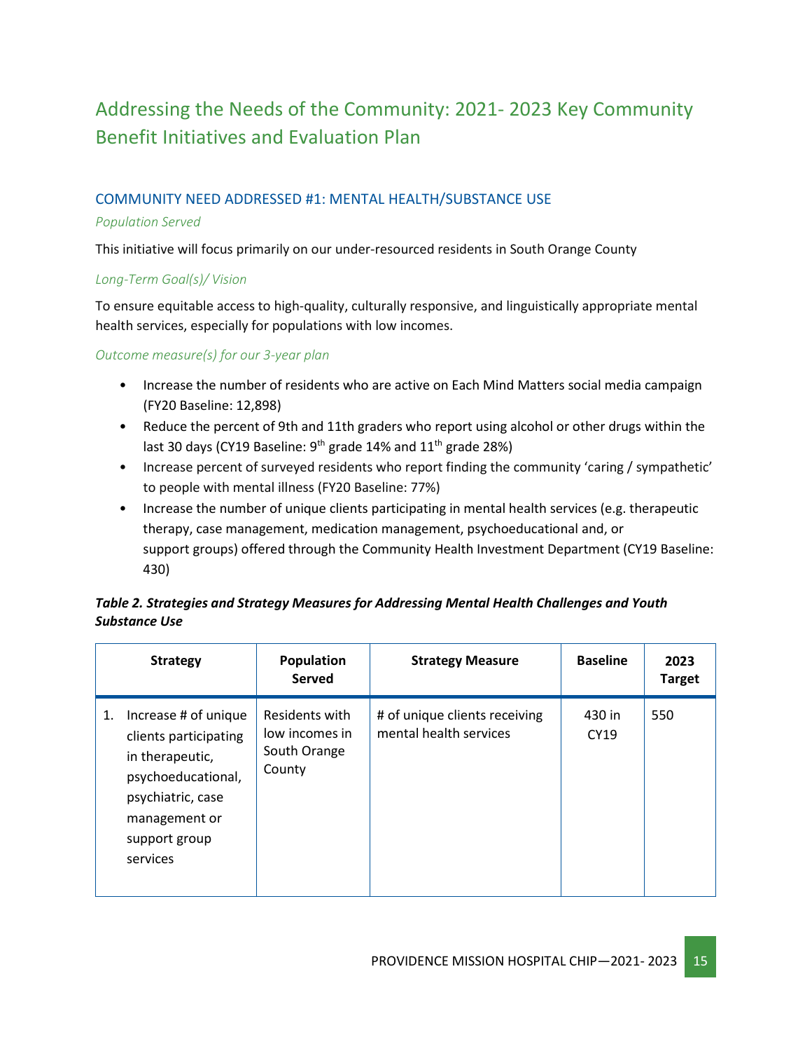# Addressing the Needs of the Community: 2021- 2023 Key Community Benefit Initiatives and Evaluation Plan

## COMMUNITY NEED ADDRESSED #1: MENTAL HEALTH/SUBSTANCE USE

*Population Served*

This initiative will focus primarily on our under-resourced residents in South Orange County

*Long-Term Goal(s)/ Vision*

To ensure equitable access to high-quality, culturally responsive, and linguistically appropriate mental health services, especially for populations with low incomes.

*Outcome measure(s) for our 3-year plan*

- Increase the number of residents who are active on Each Mind Matters social media campaign (FY20 Baseline: 12,898)
- Reduce the percent of 9th and 11th graders who report using alcohol or other drugs within the last 30 days (CY19 Baseline: 9th grade 14% and 11th grade 28%)
- Increase percent of surveyed residents who report finding the community 'caring / sympathetic' to people with mental illness (FY20 Baseline: 77%)
- Increase the number of unique clients participating in mental health services (e.g. therapeutic therapy, case management, medication management, psychoeducational and, or support groups) offered through the Community Health Investment Department (CY19 Baseline: 430)

***Table 2. Strategies and Strategy Measures for Addressing Mental Health Challenges and Youth Substance Use***

| Strategy | Population Served | Strategy Measure | Baseline | 2023 Target |
|---|---|---|---|---|
| 1. Increase # of unique clients participating in therapeutic, psychoeducational, psychiatric, case management or support group services | Residents with low incomes in South Orange County | # of unique clients receiving mental health services | 430 in CY19 | 550 |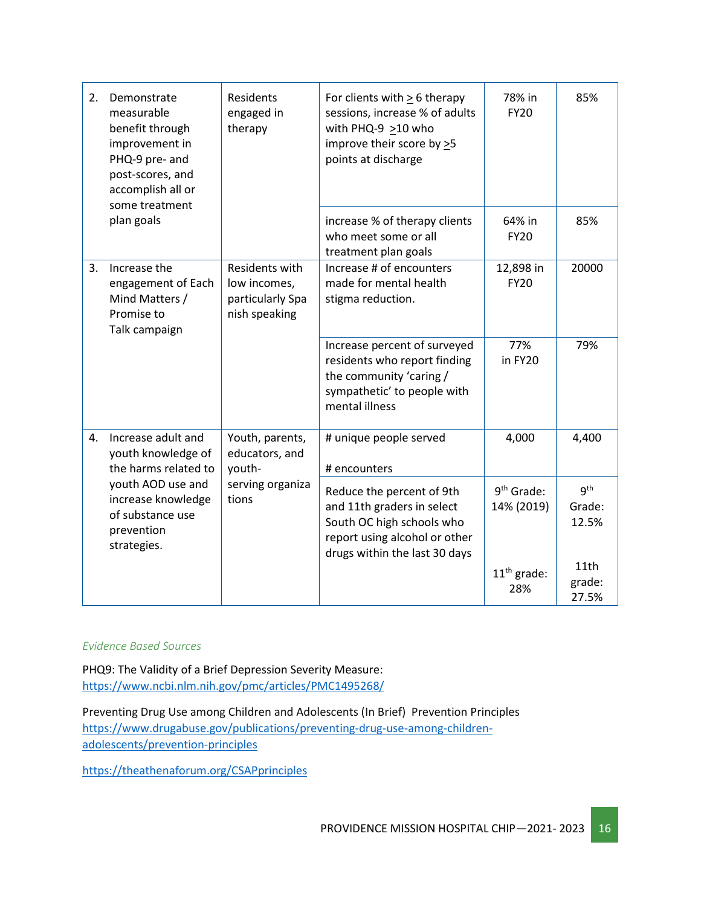| | | | | |
|---|---|---|---|---|
| 2. Demonstrate measurable benefit through improvement in PHQ-9 pre- and post-scores, and accomplish all or some treatment plan goals | Residents engaged in therapy | For clients with ≥ 6 therapy sessions, increase % of adults with PHQ-9 ≥10 who improve their score by ≥5 points at discharge | 78% in FY20 | 85% |
| | | increase % of therapy clients who meet some or all treatment plan goals | 64% in FY20 | 85% |
| 3. Increase the engagement of Each Mind Matters / Promise to Talk campaign | Residents with low incomes, particularly Spanish speaking | Increase # of encounters made for mental health stigma reduction. | 12,898 in FY20 | 20000 |
| | | Increase percent of surveyed residents who report finding the community 'caring / sympathetic' to people with mental illness | 77% in FY20 | 79% |
| 4. Increase adult and youth knowledge of the harms related to youth AOD use and increase knowledge of substance use prevention strategies. | Youth, parents, educators, and youth-serving organizations | # unique people served<br><br># encounters | 4,000 | 4,400 |
| | | Reduce the percent of 9th and 11th graders in select South OC high schools who report using alcohol or other drugs within the last 30 days | 9th Grade: 14% (2019)<br><br>11th grade: 28% | 9th Grade: 12.5%<br><br>11th grade: 27.5% |

*Evidence Based Sources*

PHQ9: The Validity of a Brief Depression Severity Measure:
https://www.ncbi.nlm.nih.gov/pmc/articles/PMC1495268/

Preventing Drug Use among Children and Adolescents (In Brief) Prevention Principles
https://www.drugabuse.gov/publications/preventing-drug-use-among-children-adolescents/prevention-principles

https://theathenaforum.org/CSAPprinciples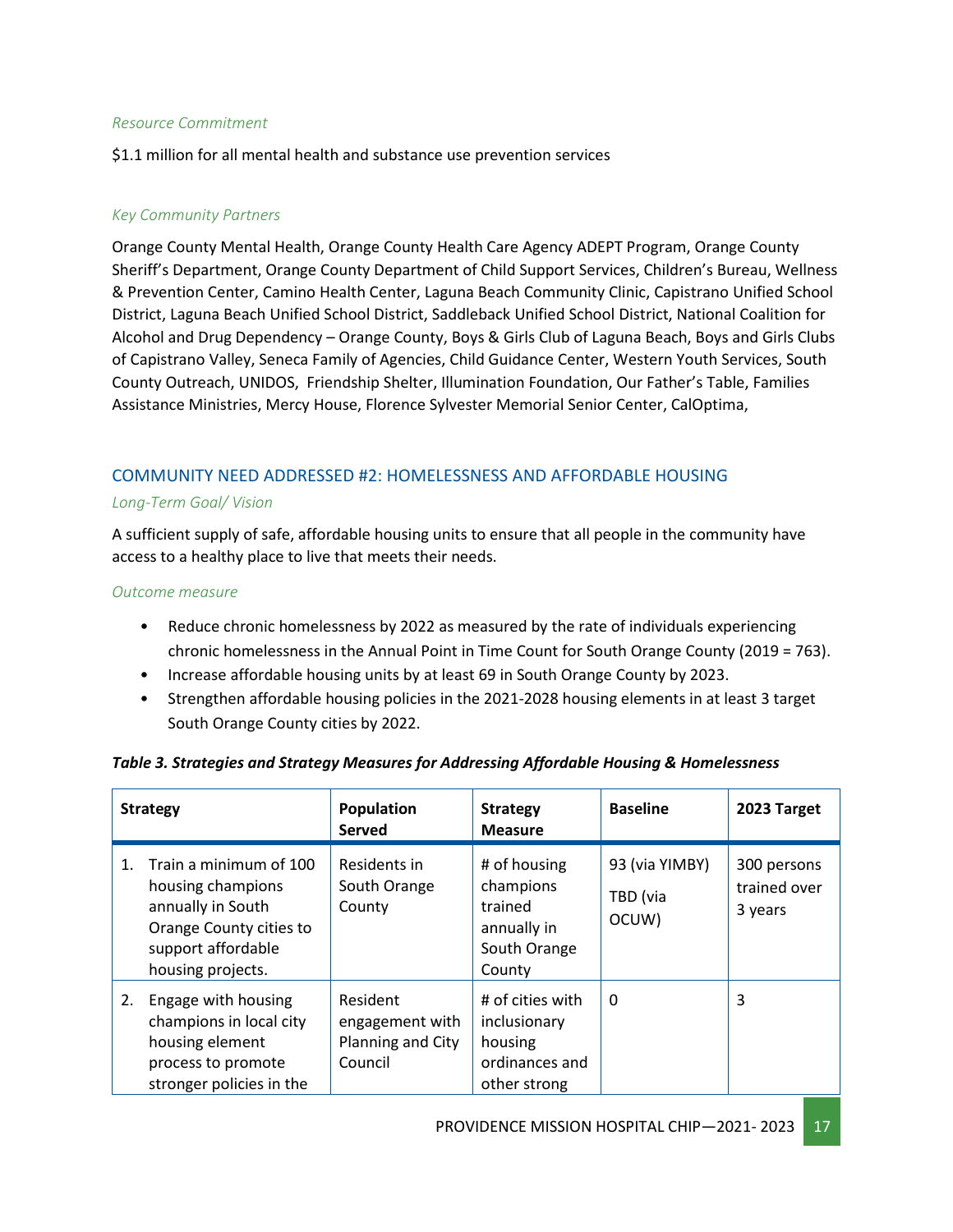*Resource Commitment*

$1.1 million for all mental health and substance use prevention services

*Key Community Partners*

Orange County Mental Health, Orange County Health Care Agency ADEPT Program, Orange County Sheriff's Department, Orange County Department of Child Support Services, Children's Bureau, Wellness & Prevention Center, Camino Health Center, Laguna Beach Community Clinic, Capistrano Unified School District, Laguna Beach Unified School District, Saddleback Unified School District, National Coalition for Alcohol and Drug Dependency – Orange County, Boys & Girls Club of Laguna Beach, Boys and Girls Clubs of Capistrano Valley, Seneca Family of Agencies, Child Guidance Center, Western Youth Services, South County Outreach, UNIDOS, Friendship Shelter, Illumination Foundation, Our Father's Table, Families Assistance Ministries, Mercy House, Florence Sylvester Memorial Senior Center, CalOptima,

## COMMUNITY NEED ADDRESSED #2: HOMELESSNESS AND AFFORDABLE HOUSING

*Long-Term Goal/ Vision*

A sufficient supply of safe, affordable housing units to ensure that all people in the community have access to a healthy place to live that meets their needs.

*Outcome measure*

- Reduce chronic homelessness by 2022 as measured by the rate of individuals experiencing chronic homelessness in the Annual Point in Time Count for South Orange County (2019 = 763).
- Increase affordable housing units by at least 69 in South Orange County by 2023.
- Strengthen affordable housing policies in the 2021-2028 housing elements in at least 3 target South Orange County cities by 2022.

***Table 3. Strategies and Strategy Measures for Addressing Affordable Housing & Homelessness***

| Strategy | Population Served | Strategy Measure | Baseline | 2023 Target |
|---|---|---|---|---|
| 1. Train a minimum of 100 housing champions annually in South Orange County cities to support affordable housing projects. | Residents in South Orange County | # of housing champions trained annually in South Orange County | 93 (via YIMBY) TBD (via OCUW) | 300 persons trained over 3 years |
| 2. Engage with housing champions in local city housing element process to promote stronger policies in the | Resident engagement with Planning and City Council | # of cities with inclusionary housing ordinances and other strong | 0 | 3 |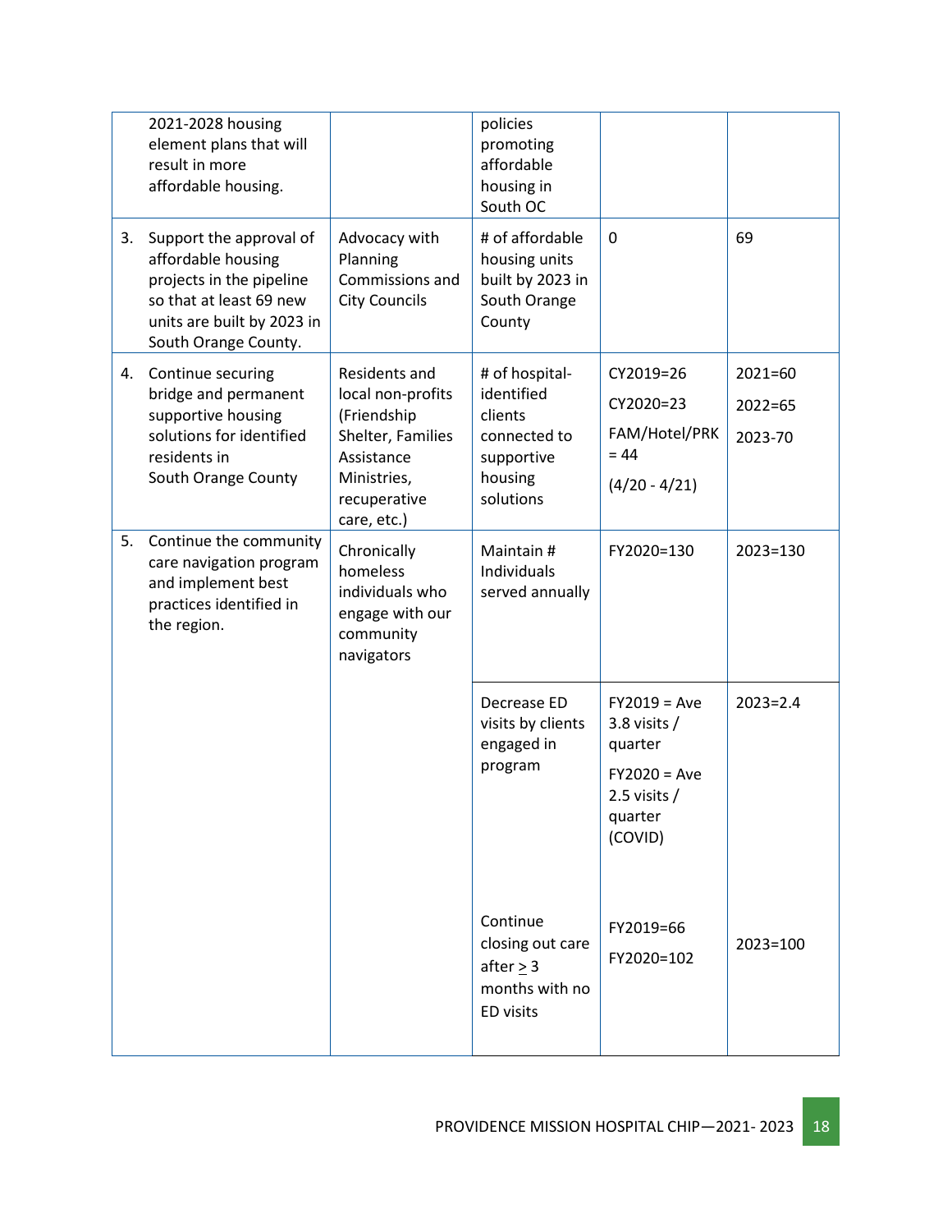| | | | | |
|---|---|---|---|---|
| 2021-2028 housing element plans that will result in more affordable housing. | | policies promoting affordable housing in South OC | | |
| 3. Support the approval of affordable housing projects in the pipeline so that at least 69 new units are built by 2023 in South Orange County. | Advocacy with Planning Commissions and City Councils | # of affordable housing units built by 2023 in South Orange County | 0 | 69 |
| 4. Continue securing bridge and permanent supportive housing solutions for identified residents in South Orange County | Residents and local non-profits (Friendship Shelter, Families Assistance Ministries, recuperative care, etc.) | # of hospital-identified clients connected to supportive housing solutions | CY2019=26<br>CY2020=23<br>FAM/Hotel/PRK = 44<br>(4/20 - 4/21) | 2021=60<br>2022=65<br>2023-70 |
| 5. Continue the community care navigation program and implement best practices identified in the region. | Chronically homeless individuals who engage with our community navigators | Maintain # Individuals served annually | FY2020=130 | 2023=130 |
| | | Decrease ED visits by clients engaged in program | FY2019 = Ave 3.8 visits / quarter<br>FY2020 = Ave 2.5 visits / quarter (COVID) | 2023=2.4 |
| | | Continue closing out care after $\geq$ 3 months with no ED visits | FY2019=66<br>FY2020=102 | 2023=100 |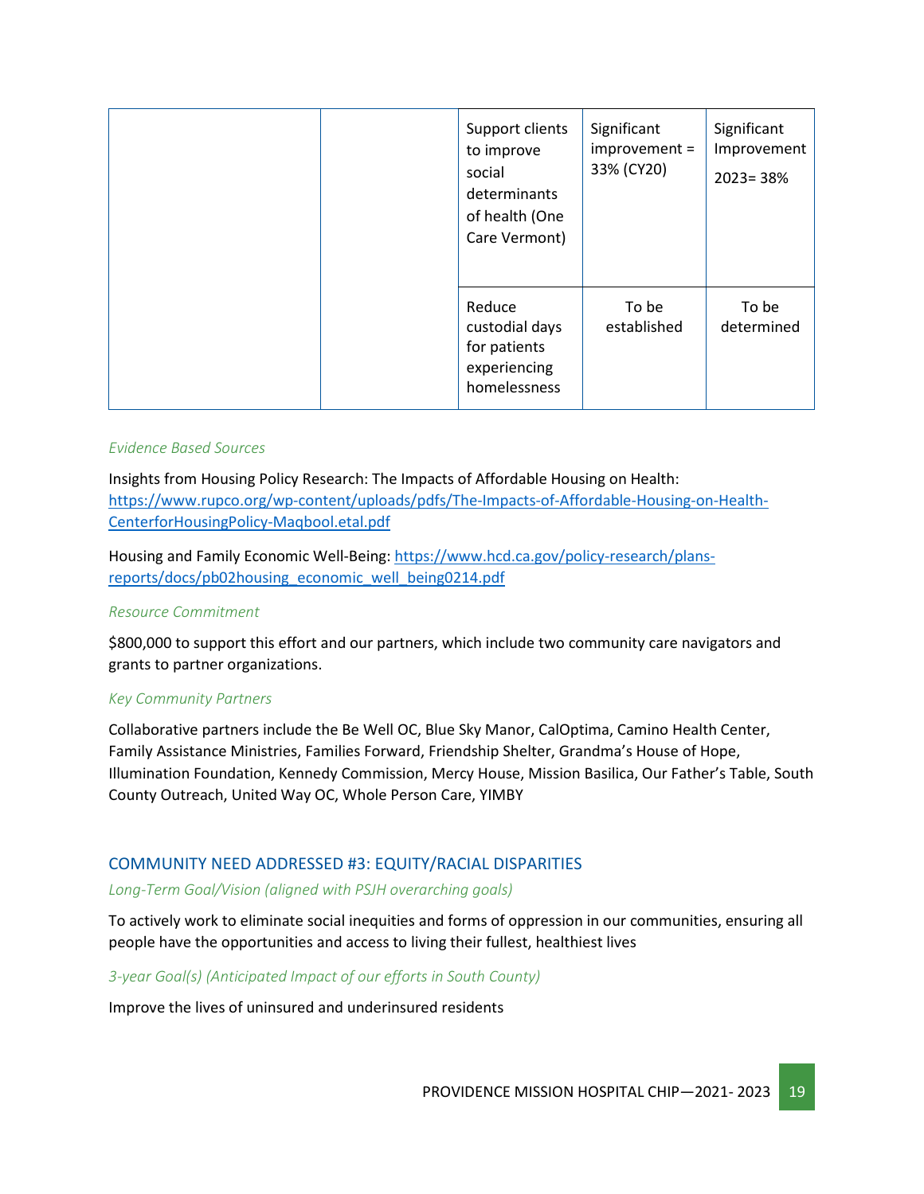| | | | | |
|---|---|---|---|---|
| | | Support clients to improve social determinants of health (One Care Vermont) | Significant improvement = 33% (CY20) | Significant Improvement 2023= 38% |
| | | Reduce custodial days for patients experiencing homelessness | To be established | To be determined |

*Evidence Based Sources*

Insights from Housing Policy Research: The Impacts of Affordable Housing on Health: https://www.rupco.org/wp-content/uploads/pdfs/The-Impacts-of-Affordable-Housing-on-Health-CenterforHousingPolicy-Maqbool.etal.pdf

Housing and Family Economic Well-Being: https://www.hcd.ca.gov/policy-research/plans-reports/docs/pb02housing_economic_well_being0214.pdf

*Resource Commitment*

$800,000 to support this effort and our partners, which include two community care navigators and grants to partner organizations.

*Key Community Partners*

Collaborative partners include the Be Well OC, Blue Sky Manor, CalOptima, Camino Health Center, Family Assistance Ministries, Families Forward, Friendship Shelter, Grandma's House of Hope, Illumination Foundation, Kennedy Commission, Mercy House, Mission Basilica, Our Father's Table, South County Outreach, United Way OC, Whole Person Care, YIMBY

## COMMUNITY NEED ADDRESSED #3: EQUITY/RACIAL DISPARITIES

*Long-Term Goal/Vision (aligned with PSJH overarching goals)*

To actively work to eliminate social inequities and forms of oppression in our communities, ensuring all people have the opportunities and access to living their fullest, healthiest lives

*3-year Goal(s) (Anticipated Impact of our efforts in South County)*

Improve the lives of uninsured and underinsured residents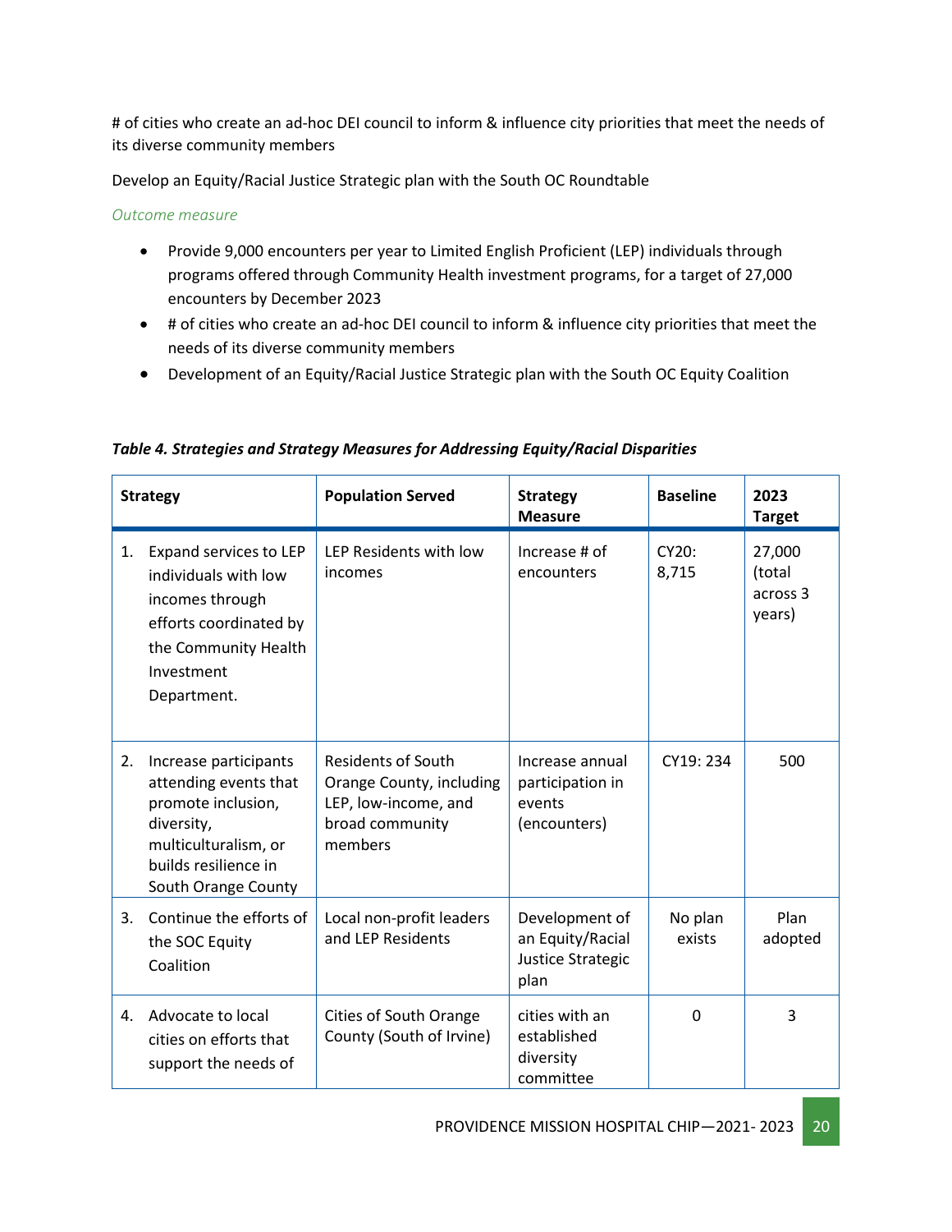# of cities who create an ad-hoc DEI council to inform & influence city priorities that meet the needs of its diverse community members

Develop an Equity/Racial Justice Strategic plan with the South OC Roundtable

*Outcome measure*

- Provide 9,000 encounters per year to Limited English Proficient (LEP) individuals through programs offered through Community Health investment programs, for a target of 27,000 encounters by December 2023
- # of cities who create an ad-hoc DEI council to inform & influence city priorities that meet the needs of its diverse community members
- Development of an Equity/Racial Justice Strategic plan with the South OC Equity Coalition

***Table 4. Strategies and Strategy Measures for Addressing Equity/Racial Disparities***

| Strategy | Population Served | Strategy Measure | Baseline | 2023 Target |
|---|---|---|---|---|
| 1. Expand services to LEP individuals with low incomes through efforts coordinated by the Community Health Investment Department. | LEP Residents with low incomes | Increase # of encounters | CY20: 8,715 | 27,000 (total across 3 years) |
| 2. Increase participants attending events that promote inclusion, diversity, multiculturalism, or builds resilience in South Orange County | Residents of South Orange County, including LEP, low-income, and broad community members | Increase annual participation in events (encounters) | CY19: 234 | 500 |
| 3. Continue the efforts of the SOC Equity Coalition | Local non-profit leaders and LEP Residents | Development of an Equity/Racial Justice Strategic plan | No plan exists | Plan adopted |
| 4. Advocate to local cities on efforts that support the needs of | Cities of South Orange County (South of Irvine) | cities with an established diversity committee | 0 | 3 |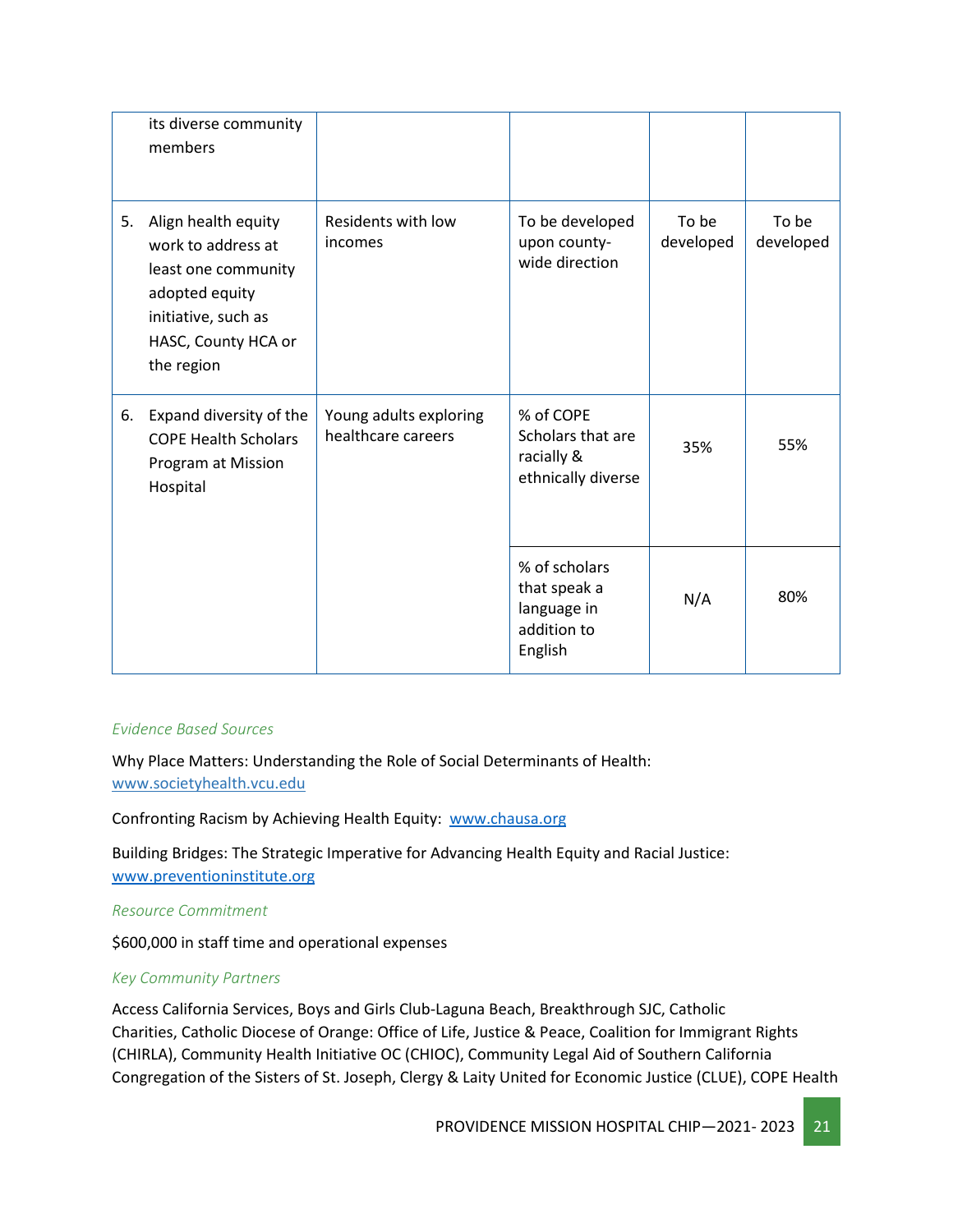| | | | | |
|---|---|---|---|---|
| its diverse community members | | | | |
| 5. Align health equity work to address at least one community adopted equity initiative, such as HASC, County HCA or the region | Residents with low incomes | To be developed upon county-wide direction | To be developed | To be developed |
| 6. Expand diversity of the COPE Health Scholars Program at Mission Hospital | Young adults exploring healthcare careers | % of COPE Scholars that are racially & ethnically diverse | 35% | 55% |
| | | % of scholars that speak a language in addition to English | N/A | 80% |

*Evidence Based Sources*

Why Place Matters: Understanding the Role of Social Determinants of Health: [www.societyhealth.vcu.edu](http://www.societyhealth.vcu.edu)

Confronting Racism by Achieving Health Equity: [www.chausa.org](http://www.chausa.org)

Building Bridges: The Strategic Imperative for Advancing Health Equity and Racial Justice: [www.preventioninstitute.org](http://www.preventioninstitute.org)

*Resource Commitment*

$600,000 in staff time and operational expenses

*Key Community Partners*

Access California Services, Boys and Girls Club-Laguna Beach, Breakthrough SJC, Catholic Charities, Catholic Diocese of Orange: Office of Life, Justice & Peace, Coalition for Immigrant Rights (CHIRLA), Community Health Initiative OC (CHIOC), Community Legal Aid of Southern California Congregation of the Sisters of St. Joseph, Clergy & Laity United for Economic Justice (CLUE), COPE Health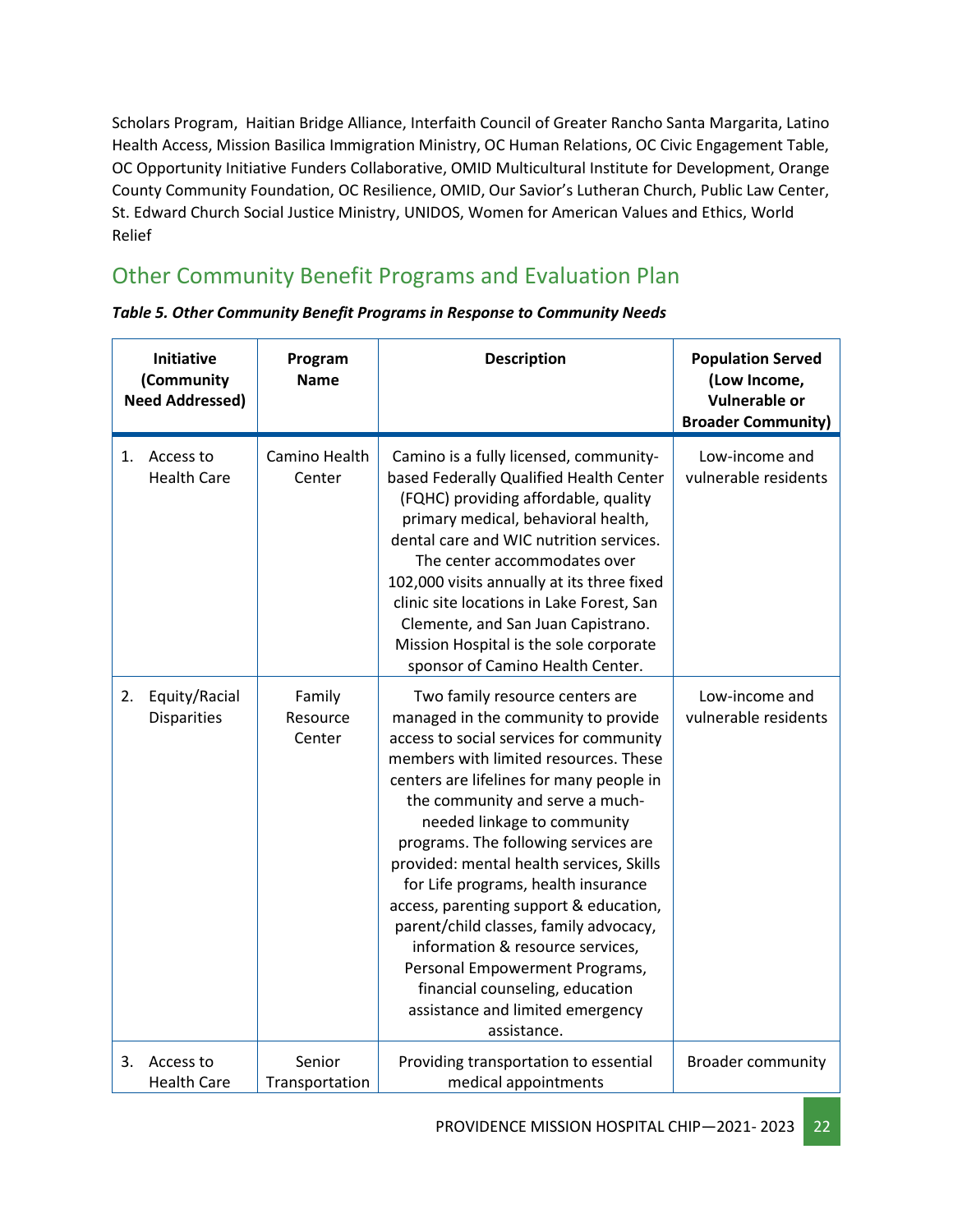Scholars Program, Haitian Bridge Alliance, Interfaith Council of Greater Rancho Santa Margarita, Latino Health Access, Mission Basilica Immigration Ministry, OC Human Relations, OC Civic Engagement Table, OC Opportunity Initiative Funders Collaborative, OMID Multicultural Institute for Development, Orange County Community Foundation, OC Resilience, OMID, Our Savior's Lutheran Church, Public Law Center, St. Edward Church Social Justice Ministry, UNIDOS, Women for American Values and Ethics, World Relief

## Other Community Benefit Programs and Evaluation Plan

***Table 5. Other Community Benefit Programs in Response to Community Needs***

| Initiative (Community Need Addressed) | Program Name | Description | Population Served (Low Income, Vulnerable or Broader Community) |
|---|---|---|---|
| 1. Access to Health Care | Camino Health Center | Camino is a fully licensed, community-based Federally Qualified Health Center (FQHC) providing affordable, quality primary medical, behavioral health, dental care and WIC nutrition services. The center accommodates over 102,000 visits annually at its three fixed clinic site locations in Lake Forest, San Clemente, and San Juan Capistrano. Mission Hospital is the sole corporate sponsor of Camino Health Center. | Low-income and vulnerable residents |
| 2. Equity/Racial Disparities | Family Resource Center | Two family resource centers are managed in the community to provide access to social services for community members with limited resources. These centers are lifelines for many people in the community and serve a much-needed linkage to community programs. The following services are provided: mental health services, Skills for Life programs, health insurance access, parenting support & education, parent/child classes, family advocacy, information & resource services, Personal Empowerment Programs, financial counseling, education assistance and limited emergency assistance. | Low-income and vulnerable residents |
| 3. Access to Health Care | Senior Transportation | Providing transportation to essential medical appointments | Broader community |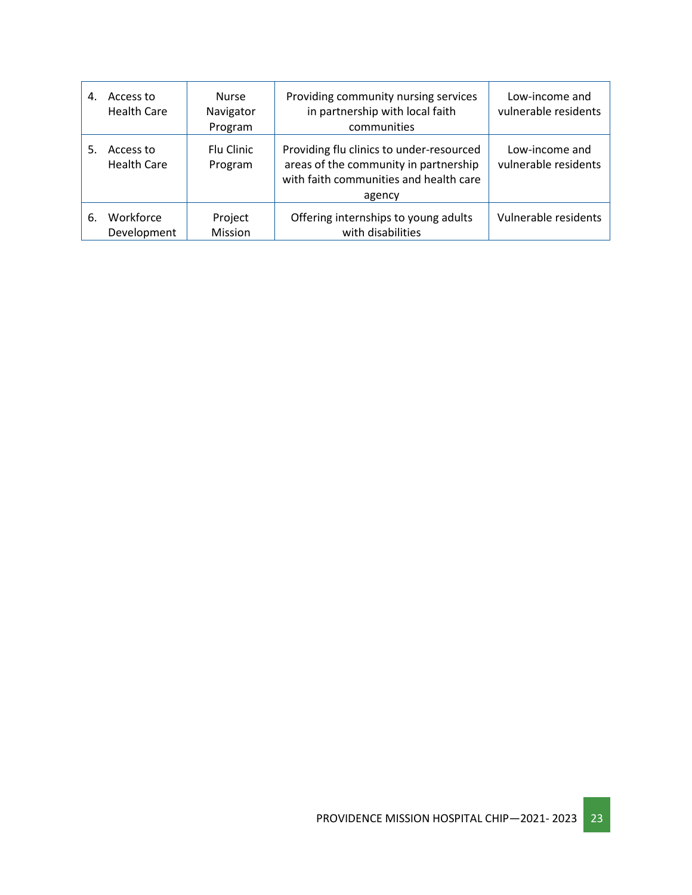| | | | |
|---|---|---|---|
| 4. Access to Health Care | Nurse Navigator Program | Providing community nursing services in partnership with local faith communities | Low-income and vulnerable residents |
| 5. Access to Health Care | Flu Clinic Program | Providing flu clinics to under-resourced areas of the community in partnership with faith communities and health care agency | Low-income and vulnerable residents |
| 6. Workforce Development | Project Mission | Offering internships to young adults with disabilities | Vulnerable residents |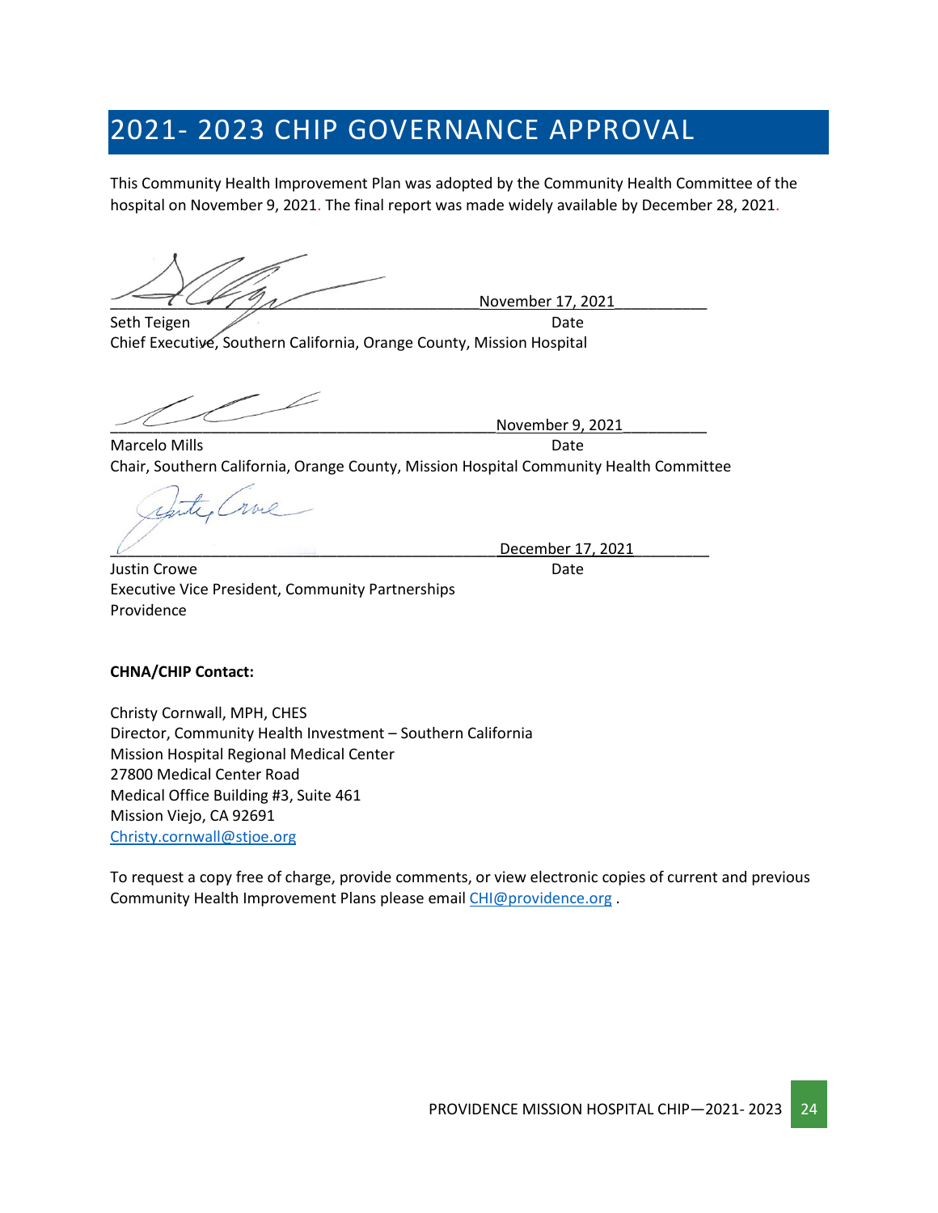# 2021- 2023 CHIP GOVERNANCE APPROVAL

This Community Health Improvement Plan was adopted by the Community Health Committee of the hospital on November 9, 2021. The final report was made widely available by December 28, 2021.

_____________________________________________ November 17, 2021___________

Seth Teigen Date

Chief Executive, Southern California, Orange County, Mission Hospital

_____________________________________________ November 9, 2021__________

Marcelo Mills Date

Chair, Southern California, Orange County, Mission Hospital Community Health Committee

_____________________________________________ December 17, 2021_________

Justin Crowe Date

Executive Vice President, Community Partnerships

Providence

**CHNA/CHIP Contact:**

Christy Cornwall, MPH, CHES
Director, Community Health Investment – Southern California
Mission Hospital Regional Medical Center
27800 Medical Center Road
Medical Office Building #3, Suite 461
Mission Viejo, CA 92691
Christy.cornwall@stjoe.org

To request a copy free of charge, provide comments, or view electronic copies of current and previous Community Health Improvement Plans please email CHI@providence.org .